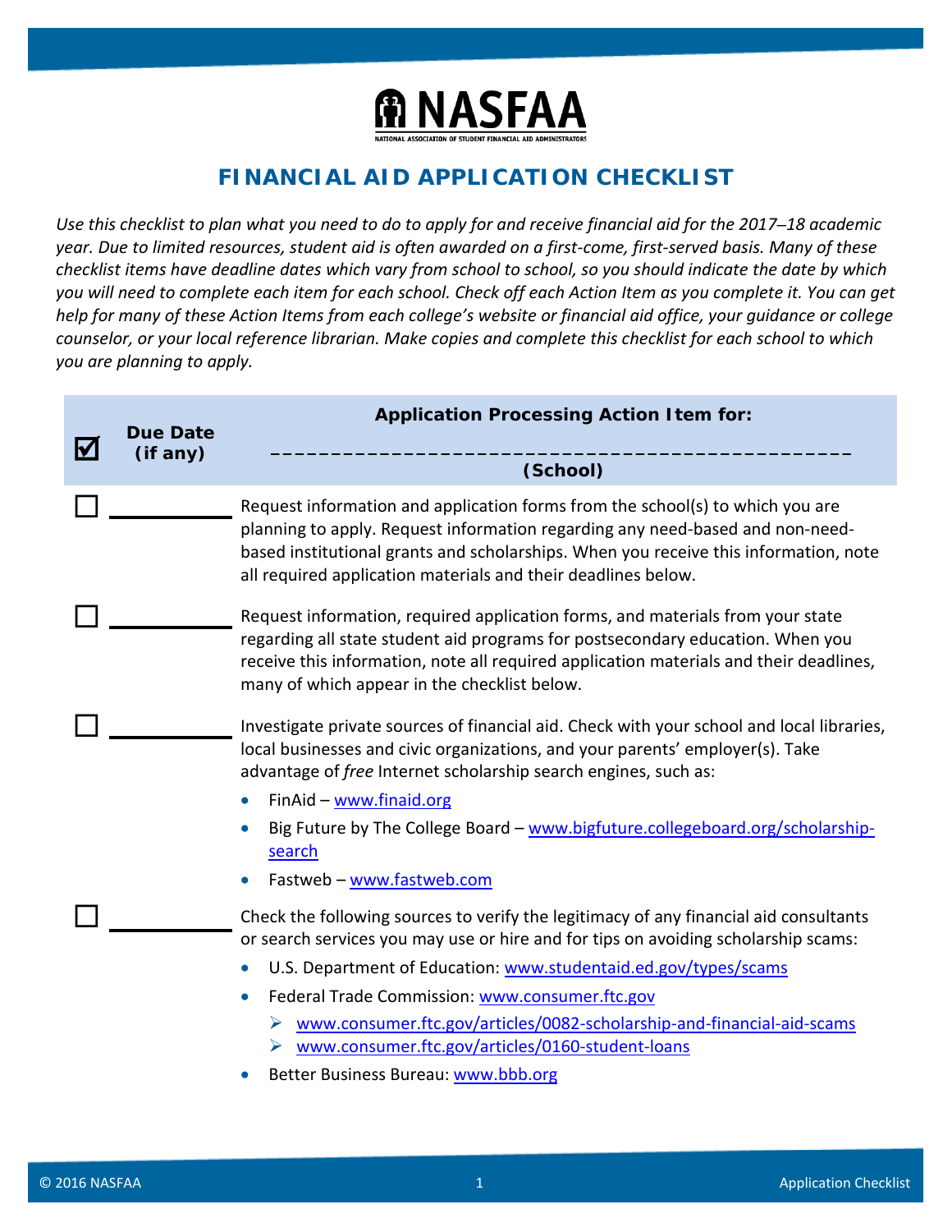# NASFAA

NATIONAL ASSOCIATION OF STUDENT FINANCIAL AID ADMINISTRATORS

## FINANCIAL AID APPLICATION CHECKLIST

*Use this checklist to plan what you need to do to apply for and receive financial aid for the 2017–18 academic year. Due to limited resources, student aid is often awarded on a first-come, first-served basis. Many of these checklist items have deadline dates which vary from school to school, so you should indicate the date by which you will need to complete each item for each school. Check off each Action Item as you complete it. You can get help for many of these Action Items from each college's website or financial aid office, your guidance or college counselor, or your local reference librarian. Make copies and complete this checklist for each school to which you are planning to apply.*

| ☑ | Due Date (if any) | Application Processing Action Item for: ______________________________ (School) |
|---|---|---|
| ☐ | ________ | Request information and application forms from the school(s) to which you are planning to apply. Request information regarding any need-based and non-need-based institutional grants and scholarships. When you receive this information, note all required application materials and their deadlines below. |
| ☐ | ________ | Request information, required application forms, and materials from your state regarding all state student aid programs for postsecondary education. When you receive this information, note all required application materials and their deadlines, many of which appear in the checklist below. |
| ☐ | ________ | Investigate private sources of financial aid. Check with your school and local libraries, local businesses and civic organizations, and your parents' employer(s). Take advantage of *free* Internet scholarship search engines, such as:<br>• FinAid – www.finaid.org<br>• Big Future by The College Board – www.bigfuture.collegeboard.org/scholarship-search<br>• Fastweb – www.fastweb.com |
| ☐ | ________ | Check the following sources to verify the legitimacy of any financial aid consultants or search services you may use or hire and for tips on avoiding scholarship scams:<br>• U.S. Department of Education: www.studentaid.ed.gov/types/scams<br>• Federal Trade Commission: www.consumer.ftc.gov<br>  ➢ www.consumer.ftc.gov/articles/0082-scholarship-and-financial-aid-scams<br>  ➢ www.consumer.ftc.gov/articles/0160-student-loans<br>• Better Business Bureau: www.bbb.org |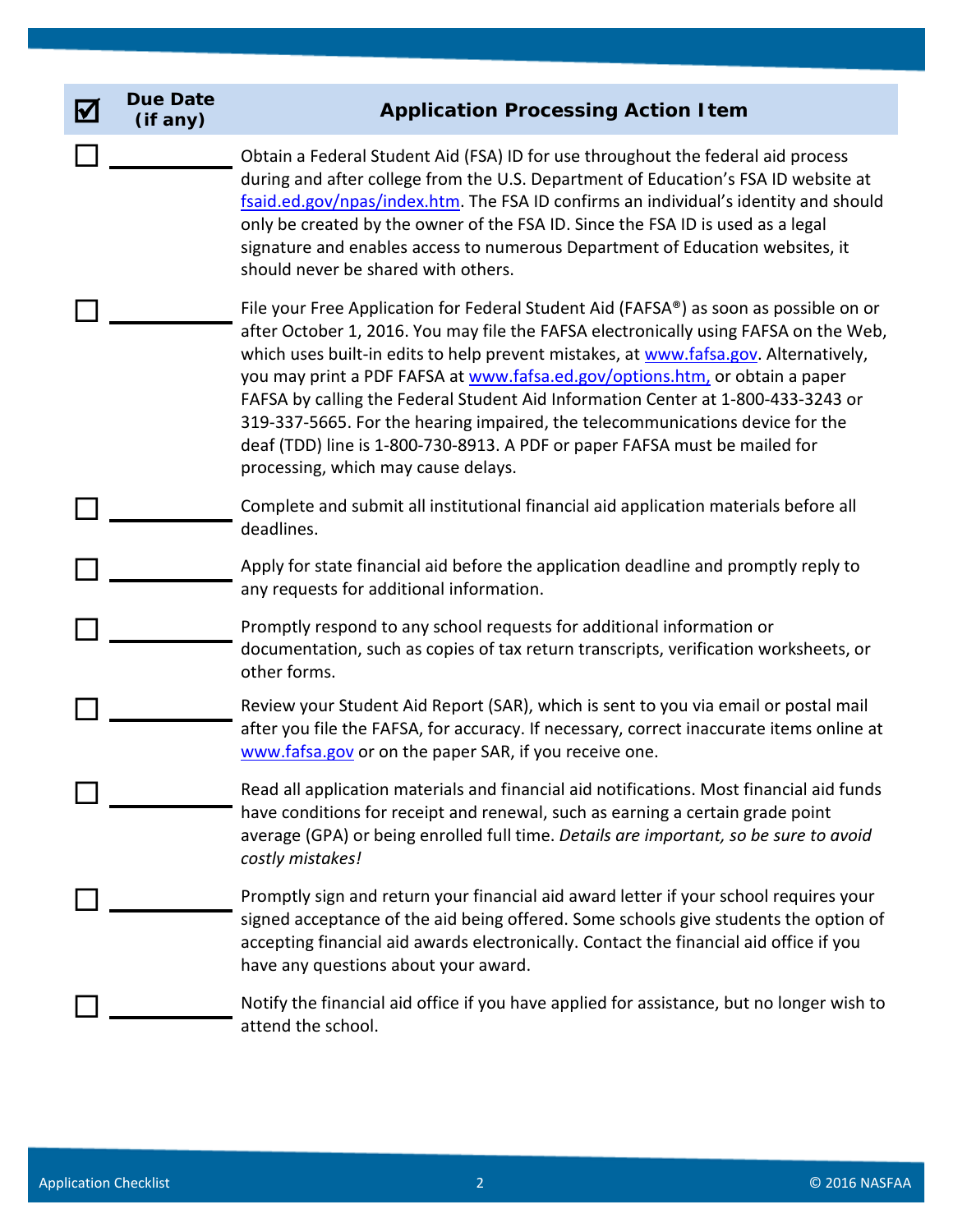| ☑ | Due Date (if any) | Application Processing Action Item |
|---|---|---|
| ☐ | ________ | Obtain a Federal Student Aid (FSA) ID for use throughout the federal aid process during and after college from the U.S. Department of Education's FSA ID website at fsaid.ed.gov/npas/index.htm. The FSA ID confirms an individual's identity and should only be created by the owner of the FSA ID. Since the FSA ID is used as a legal signature and enables access to numerous Department of Education websites, it should never be shared with others. |
| ☐ | ________ | File your Free Application for Federal Student Aid (FAFSA®) as soon as possible on or after October 1, 2016. You may file the FAFSA electronically using FAFSA on the Web, which uses built-in edits to help prevent mistakes, at www.fafsa.gov. Alternatively, you may print a PDF FAFSA at www.fafsa.ed.gov/options.htm, or obtain a paper FAFSA by calling the Federal Student Aid Information Center at 1-800-433-3243 or 319-337-5665. For the hearing impaired, the telecommunications device for the deaf (TDD) line is 1-800-730-8913. A PDF or paper FAFSA must be mailed for processing, which may cause delays. |
| ☐ | ________ | Complete and submit all institutional financial aid application materials before all deadlines. |
| ☐ | ________ | Apply for state financial aid before the application deadline and promptly reply to any requests for additional information. |
| ☐ | ________ | Promptly respond to any school requests for additional information or documentation, such as copies of tax return transcripts, verification worksheets, or other forms. |
| ☐ | ________ | Review your Student Aid Report (SAR), which is sent to you via email or postal mail after you file the FAFSA, for accuracy. If necessary, correct inaccurate items online at www.fafsa.gov or on the paper SAR, if you receive one. |
| ☐ | ________ | Read all application materials and financial aid notifications. Most financial aid funds have conditions for receipt and renewal, such as earning a certain grade point average (GPA) or being enrolled full time. *Details are important, so be sure to avoid costly mistakes!* |
| ☐ | ________ | Promptly sign and return your financial aid award letter if your school requires your signed acceptance of the aid being offered. Some schools give students the option of accepting financial aid awards electronically. Contact the financial aid office if you have any questions about your award. |
| ☐ | ________ | Notify the financial aid office if you have applied for assistance, but no longer wish to attend the school. |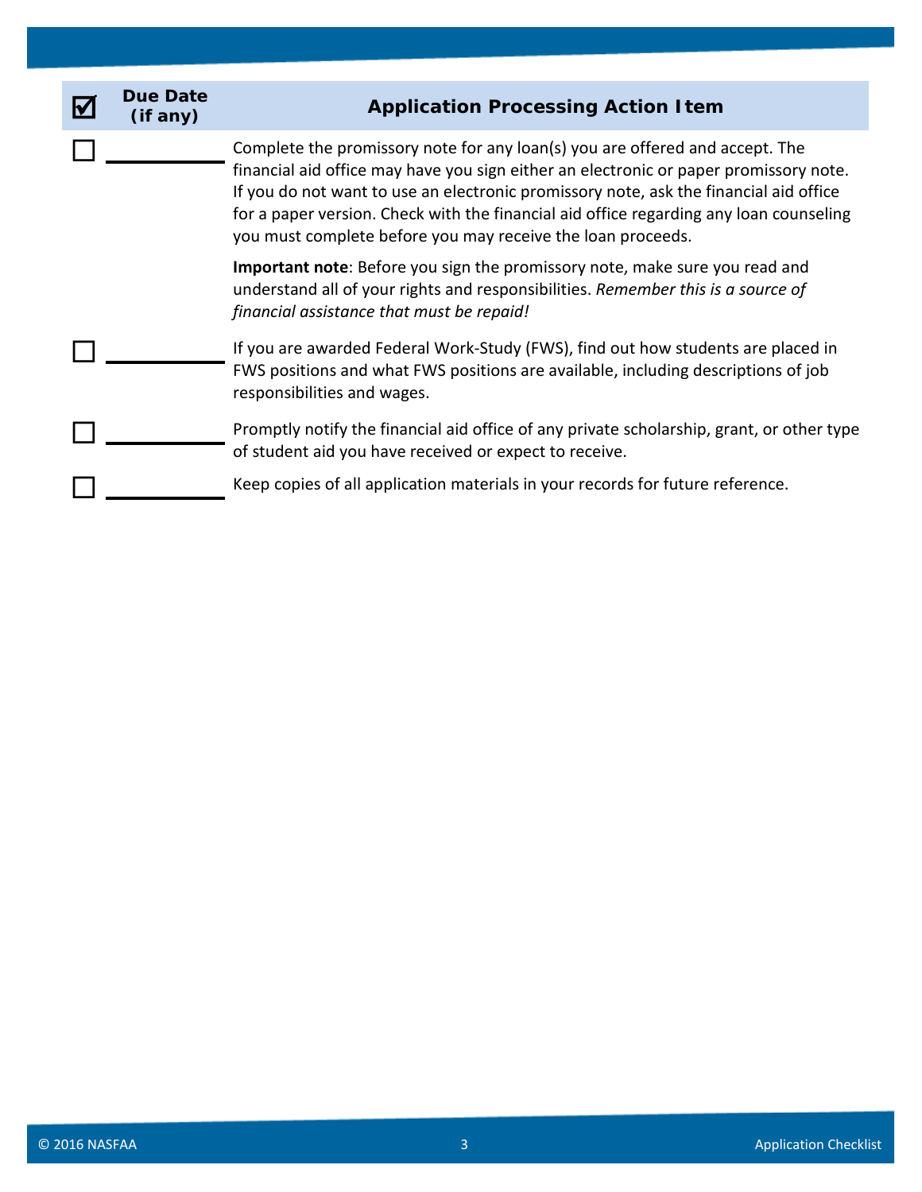| ☑ | Due Date (if any) | Application Processing Action Item |
| --- | --- | --- |
| ☐ | ________ | Complete the promissory note for any loan(s) you are offered and accept. The financial aid office may have you sign either an electronic or paper promissory note. If you do not want to use an electronic promissory note, ask the financial aid office for a paper version. Check with the financial aid office regarding any loan counseling you must complete before you may receive the loan proceeds. **Important note**: Before you sign the promissory note, make sure you read and understand all of your rights and responsibilities. *Remember this is a source of financial assistance that must be repaid!* |
| ☐ | ________ | If you are awarded Federal Work-Study (FWS), find out how students are placed in FWS positions and what FWS positions are available, including descriptions of job responsibilities and wages. |
| ☐ | ________ | Promptly notify the financial aid office of any private scholarship, grant, or other type of student aid you have received or expect to receive. |
| ☐ | ________ | Keep copies of all application materials in your records for future reference. |